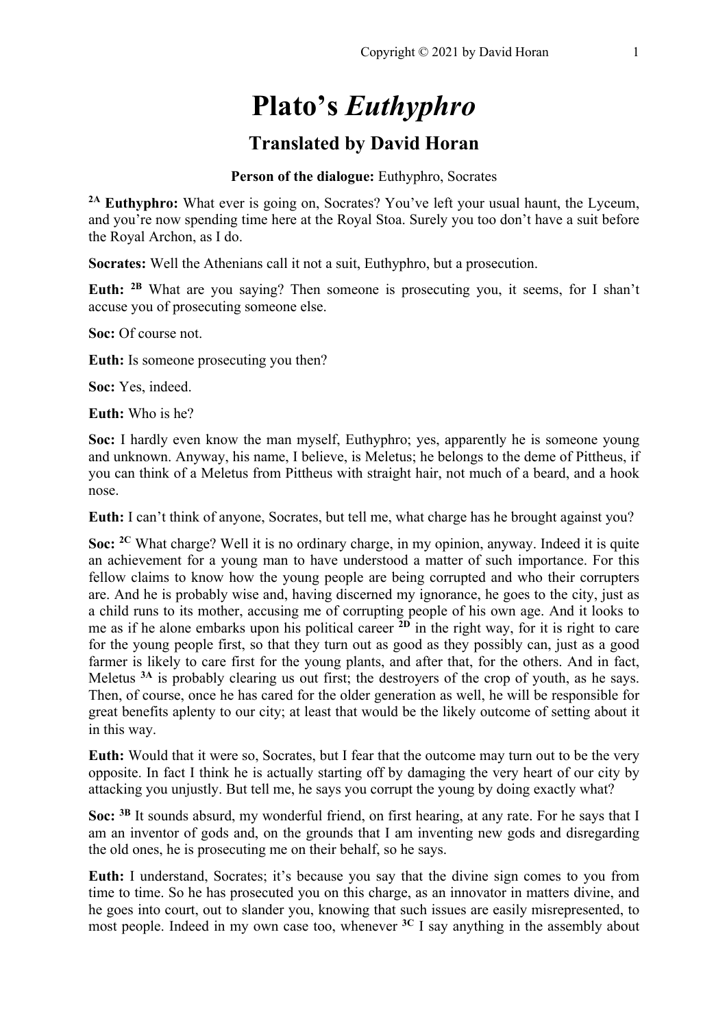# Plato's *Euthyphro*

## Translated by David Horan

**Person of the dialogue:** Euthyphro, Socrates

[2A] **Euthyphro:** What ever is going on, Socrates? You've left your usual haunt, the Lyceum, and you're now spending time here at the Royal Stoa. Surely you too don't have a suit before the Royal Archon, as I do.

**Socrates:** Well the Athenians call it not a suit, Euthyphro, but a prosecution.

**Euth:** [2B] What are you saying? Then someone is prosecuting you, it seems, for I shan't accuse you of prosecuting someone else.

**Soc:** Of course not.

**Euth:** Is someone prosecuting you then?

**Soc:** Yes, indeed.

**Euth:** Who is he?

**Soc:** I hardly even know the man myself, Euthyphro; yes, apparently he is someone young and unknown. Anyway, his name, I believe, is Meletus; he belongs to the deme of Pittheus, if you can think of a Meletus from Pittheus with straight hair, not much of a beard, and a hook nose.

**Euth:** I can't think of anyone, Socrates, but tell me, what charge has he brought against you?

**Soc:** [2C] What charge? Well it is no ordinary charge, in my opinion, anyway. Indeed it is quite an achievement for a young man to have understood a matter of such importance. For this fellow claims to know how the young people are being corrupted and who their corrupters are. And he is probably wise and, having discerned my ignorance, he goes to the city, just as a child runs to its mother, accusing me of corrupting people of his own age. And it looks to me as if he alone embarks upon his political career [2D] in the right way, for it is right to care for the young people first, so that they turn out as good as they possibly can, just as a good farmer is likely to care first for the young plants, and after that, for the others. And in fact, Meletus [3A] is probably clearing us out first; the destroyers of the crop of youth, as he says. Then, of course, once he has cared for the older generation as well, he will be responsible for great benefits aplenty to our city; at least that would be the likely outcome of setting about it in this way.

**Euth:** Would that it were so, Socrates, but I fear that the outcome may turn out to be the very opposite. In fact I think he is actually starting off by damaging the very heart of our city by attacking you unjustly. But tell me, he says you corrupt the young by doing exactly what?

**Soc:** [3B] It sounds absurd, my wonderful friend, on first hearing, at any rate. For he says that I am an inventor of gods and, on the grounds that I am inventing new gods and disregarding the old ones, he is prosecuting me on their behalf, so he says.

**Euth:** I understand, Socrates; it's because you say that the divine sign comes to you from time to time. So he has prosecuted you on this charge, as an innovator in matters divine, and he goes into court, out to slander you, knowing that such issues are easily misrepresented, to most people. Indeed in my own case too, whenever [3C] I say anything in the assembly about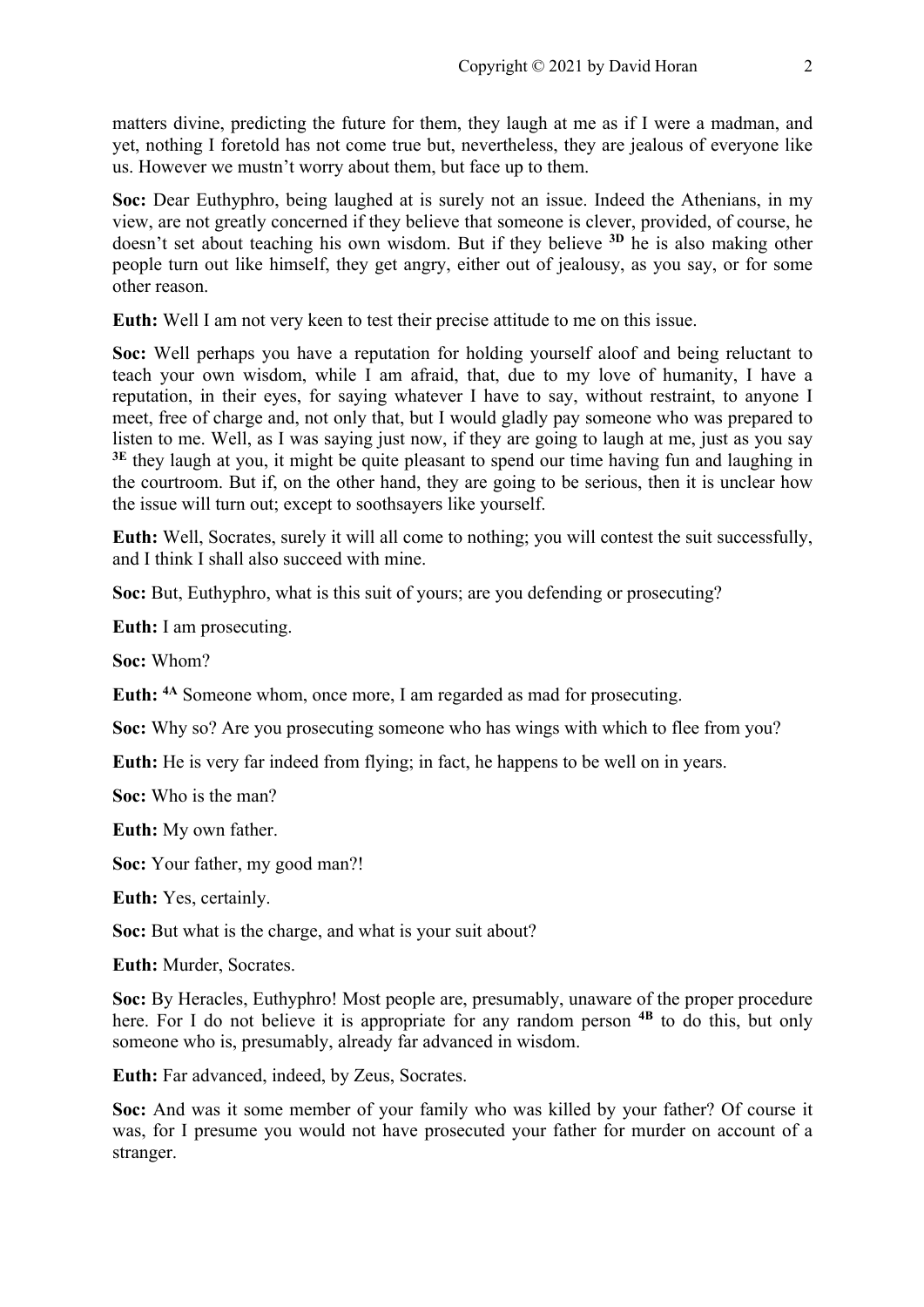matters divine, predicting the future for them, they laugh at me as if I were a madman, and yet, nothing I foretold has not come true but, nevertheless, they are jealous of everyone like us. However we mustn't worry about them, but face up to them.

**Soc:** Dear Euthyphro, being laughed at is surely not an issue. Indeed the Athenians, in my view, are not greatly concerned if they believe that someone is clever, provided, of course, he doesn't set about teaching his own wisdom. But if they believe [3D] he is also making other people turn out like himself, they get angry, either out of jealousy, as you say, or for some other reason.

**Euth:** Well I am not very keen to test their precise attitude to me on this issue.

**Soc:** Well perhaps you have a reputation for holding yourself aloof and being reluctant to teach your own wisdom, while I am afraid, that, due to my love of humanity, I have a reputation, in their eyes, for saying whatever I have to say, without restraint, to anyone I meet, free of charge and, not only that, but I would gladly pay someone who was prepared to listen to me. Well, as I was saying just now, if they are going to laugh at me, just as you say [3E] they laugh at you, it might be quite pleasant to spend our time having fun and laughing in the courtroom. But if, on the other hand, they are going to be serious, then it is unclear how the issue will turn out; except to soothsayers like yourself.

**Euth:** Well, Socrates, surely it will all come to nothing; you will contest the suit successfully, and I think I shall also succeed with mine.

**Soc:** But, Euthyphro, what is this suit of yours; are you defending or prosecuting?

**Euth:** I am prosecuting.

**Soc:** Whom?

**Euth:** [4A] Someone whom, once more, I am regarded as mad for prosecuting.

**Soc:** Why so? Are you prosecuting someone who has wings with which to flee from you?

**Euth:** He is very far indeed from flying; in fact, he happens to be well on in years.

**Soc:** Who is the man?

**Euth:** My own father.

**Soc:** Your father, my good man?!

**Euth:** Yes, certainly.

**Soc:** But what is the charge, and what is your suit about?

**Euth:** Murder, Socrates.

**Soc:** By Heracles, Euthyphro! Most people are, presumably, unaware of the proper procedure here. For I do not believe it is appropriate for any random person [4B] to do this, but only someone who is, presumably, already far advanced in wisdom.

**Euth:** Far advanced, indeed, by Zeus, Socrates.

**Soc:** And was it some member of your family who was killed by your father? Of course it was, for I presume you would not have prosecuted your father for murder on account of a stranger.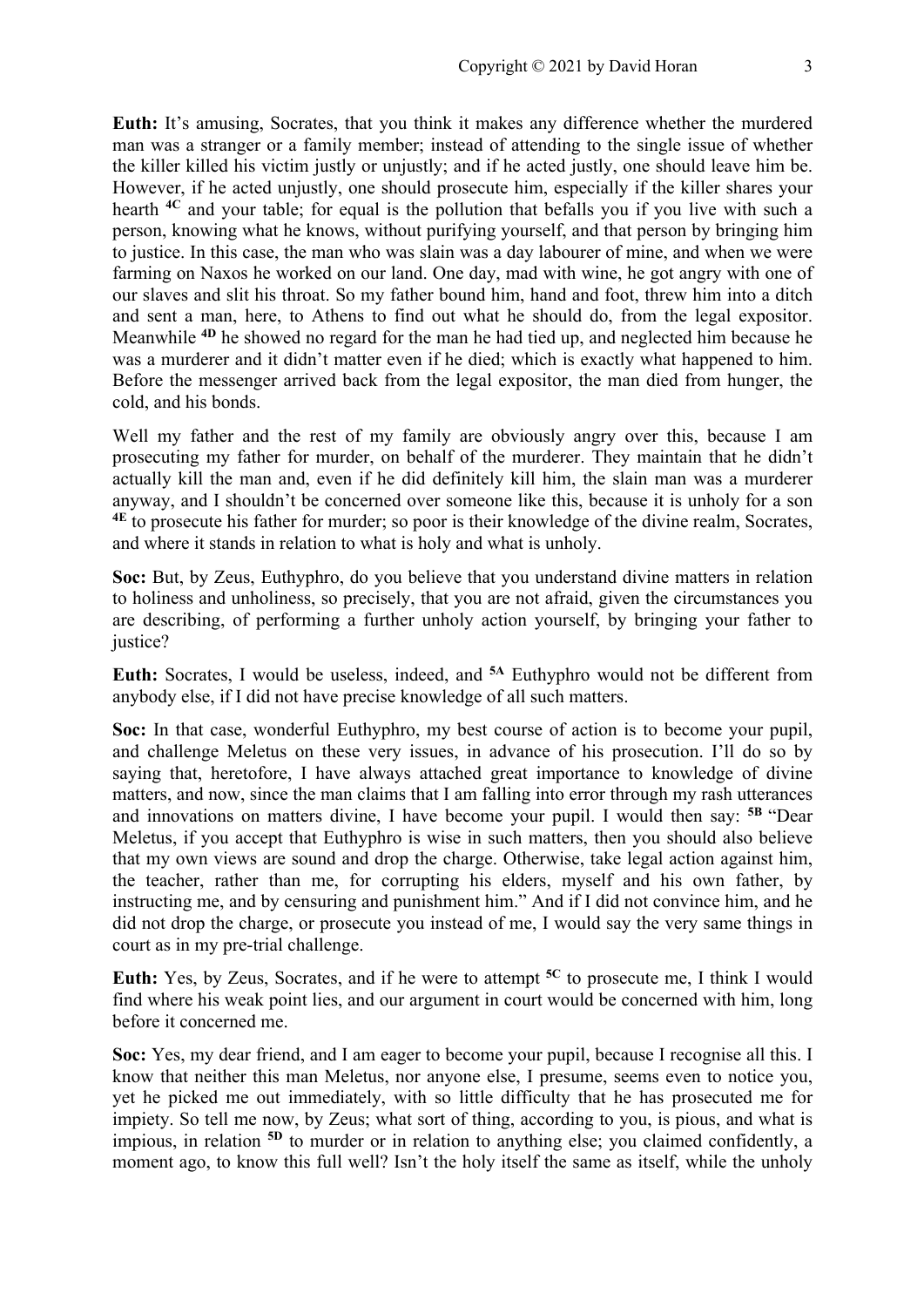**Euth:** It's amusing, Socrates, that you think it makes any difference whether the murdered man was a stranger or a family member; instead of attending to the single issue of whether the killer killed his victim justly or unjustly; and if he acted justly, one should leave him be. However, if he acted unjustly, one should prosecute him, especially if the killer shares your hearth **4C** and your table; for equal is the pollution that befalls you if you live with such a person, knowing what he knows, without purifying yourself, and that person by bringing him to justice. In this case, the man who was slain was a day labourer of mine, and when we were farming on Naxos he worked on our land. One day, mad with wine, he got angry with one of our slaves and slit his throat. So my father bound him, hand and foot, threw him into a ditch and sent a man, here, to Athens to find out what he should do, from the legal expositor. Meanwhile **4D** he showed no regard for the man he had tied up, and neglected him because he was a murderer and it didn't matter even if he died; which is exactly what happened to him. Before the messenger arrived back from the legal expositor, the man died from hunger, the cold, and his bonds.

Well my father and the rest of my family are obviously angry over this, because I am prosecuting my father for murder, on behalf of the murderer. They maintain that he didn't actually kill the man and, even if he did definitely kill him, the slain man was a murderer anyway, and I shouldn't be concerned over someone like this, because it is unholy for a son **4E** to prosecute his father for murder; so poor is their knowledge of the divine realm, Socrates, and where it stands in relation to what is holy and what is unholy.

**Soc:** But, by Zeus, Euthyphro, do you believe that you understand divine matters in relation to holiness and unholiness, so precisely, that you are not afraid, given the circumstances you are describing, of performing a further unholy action yourself, by bringing your father to justice?

**Euth:** Socrates, I would be useless, indeed, and **5A** Euthyphro would not be different from anybody else, if I did not have precise knowledge of all such matters.

**Soc:** In that case, wonderful Euthyphro, my best course of action is to become your pupil, and challenge Meletus on these very issues, in advance of his prosecution. I'll do so by saying that, heretofore, I have always attached great importance to knowledge of divine matters, and now, since the man claims that I am falling into error through my rash utterances and innovations on matters divine, I have become your pupil. I would then say: **5B** "Dear Meletus, if you accept that Euthyphro is wise in such matters, then you should also believe that my own views are sound and drop the charge. Otherwise, take legal action against him, the teacher, rather than me, for corrupting his elders, myself and his own father, by instructing me, and by censuring and punishment him." And if I did not convince him, and he did not drop the charge, or prosecute you instead of me, I would say the very same things in court as in my pre-trial challenge.

**Euth:** Yes, by Zeus, Socrates, and if he were to attempt **5C** to prosecute me, I think I would find where his weak point lies, and our argument in court would be concerned with him, long before it concerned me.

**Soc:** Yes, my dear friend, and I am eager to become your pupil, because I recognise all this. I know that neither this man Meletus, nor anyone else, I presume, seems even to notice you, yet he picked me out immediately, with so little difficulty that he has prosecuted me for impiety. So tell me now, by Zeus; what sort of thing, according to you, is pious, and what is impious, in relation **5D** to murder or in relation to anything else; you claimed confidently, a moment ago, to know this full well? Isn't the holy itself the same as itself, while the unholy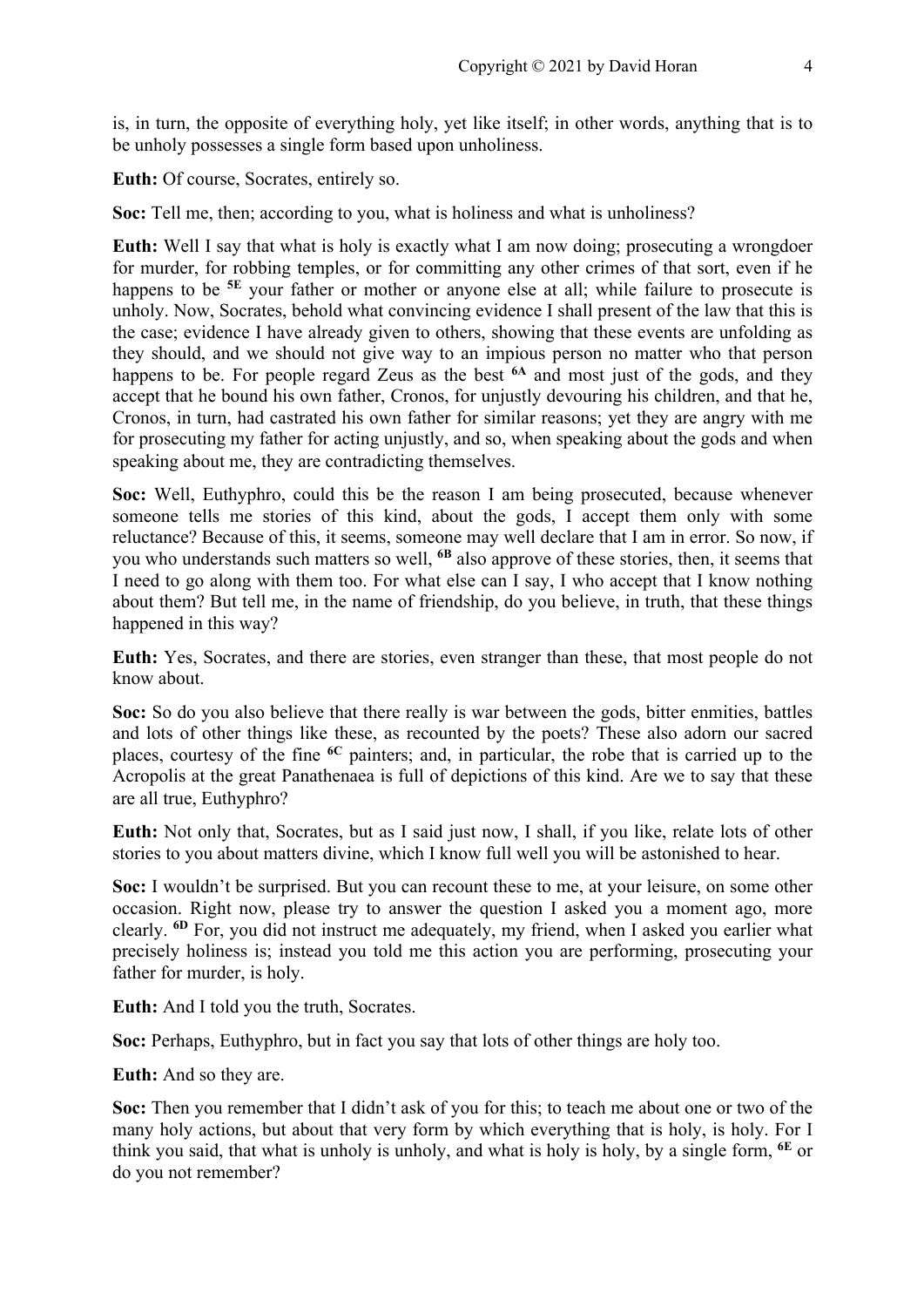is, in turn, the opposite of everything holy, yet like itself; in other words, anything that is to be unholy possesses a single form based upon unholiness.

**Euth:** Of course, Socrates, entirely so.

**Soc:** Tell me, then; according to you, what is holiness and what is unholiness?

**Euth:** Well I say that what is holy is exactly what I am now doing; prosecuting a wrongdoer for murder, for robbing temples, or for committing any other crimes of that sort, even if he happens to be **[5E]** your father or mother or anyone else at all; while failure to prosecute is unholy. Now, Socrates, behold what convincing evidence I shall present of the law that this is the case; evidence I have already given to others, showing that these events are unfolding as they should, and we should not give way to an impious person no matter who that person happens to be. For people regard Zeus as the best **[6A]** and most just of the gods, and they accept that he bound his own father, Cronos, for unjustly devouring his children, and that he, Cronos, in turn, had castrated his own father for similar reasons; yet they are angry with me for prosecuting my father for acting unjustly, and so, when speaking about the gods and when speaking about me, they are contradicting themselves.

**Soc:** Well, Euthyphro, could this be the reason I am being prosecuted, because whenever someone tells me stories of this kind, about the gods, I accept them only with some reluctance? Because of this, it seems, someone may well declare that I am in error. So now, if you who understands such matters so well, **[6B]** also approve of these stories, then, it seems that I need to go along with them too. For what else can I say, I who accept that I know nothing about them? But tell me, in the name of friendship, do you believe, in truth, that these things happened in this way?

**Euth:** Yes, Socrates, and there are stories, even stranger than these, that most people do not know about.

**Soc:** So do you also believe that there really is war between the gods, bitter enmities, battles and lots of other things like these, as recounted by the poets? These also adorn our sacred places, courtesy of the fine **[6C]** painters; and, in particular, the robe that is carried up to the Acropolis at the great Panathenaea is full of depictions of this kind. Are we to say that these are all true, Euthyphro?

**Euth:** Not only that, Socrates, but as I said just now, I shall, if you like, relate lots of other stories to you about matters divine, which I know full well you will be astonished to hear.

**Soc:** I wouldn't be surprised. But you can recount these to me, at your leisure, on some other occasion. Right now, please try to answer the question I asked you a moment ago, more clearly. **[6D]** For, you did not instruct me adequately, my friend, when I asked you earlier what precisely holiness is; instead you told me this action you are performing, prosecuting your father for murder, is holy.

**Euth:** And I told you the truth, Socrates.

**Soc:** Perhaps, Euthyphro, but in fact you say that lots of other things are holy too.

**Euth:** And so they are.

**Soc:** Then you remember that I didn't ask of you for this; to teach me about one or two of the many holy actions, but about that very form by which everything that is holy, is holy. For I think you said, that what is unholy is unholy, and what is holy is holy, by a single form, **[6E]** or do you not remember?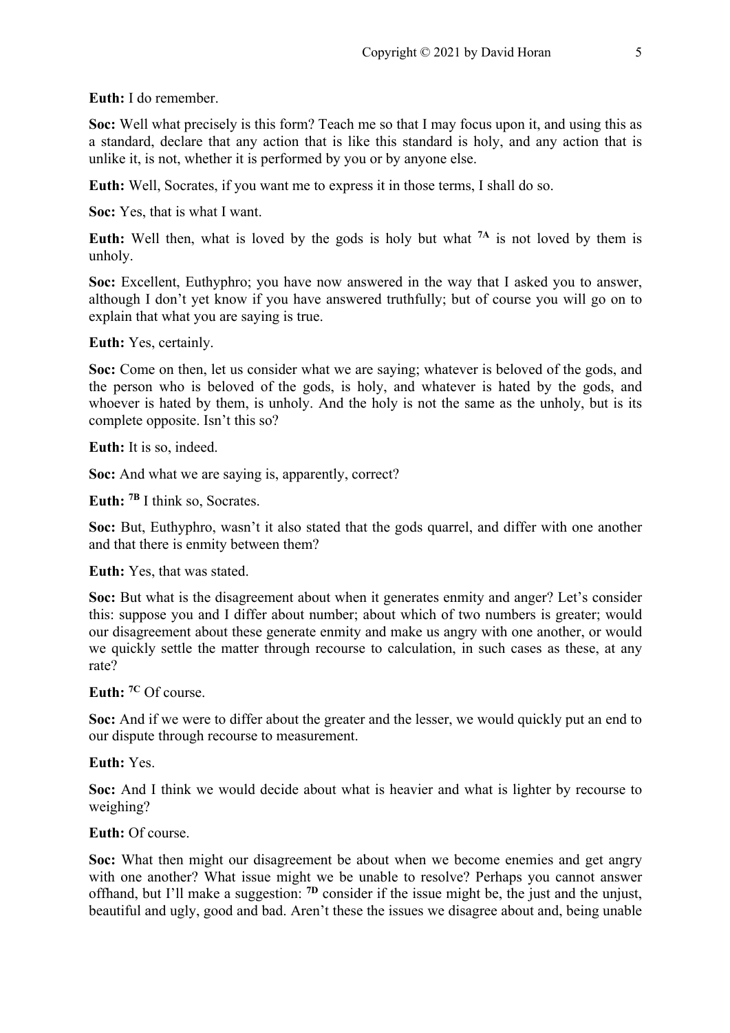**Euth:** I do remember.

**Soc:** Well what precisely is this form? Teach me so that I may focus upon it, and using this as a standard, declare that any action that is like this standard is holy, and any action that is unlike it, is not, whether it is performed by you or by anyone else.

**Euth:** Well, Socrates, if you want me to express it in those terms, I shall do so.

**Soc:** Yes, that is what I want.

**Euth:** Well then, what is loved by the gods is holy but what **7A** is not loved by them is unholy.

**Soc:** Excellent, Euthyphro; you have now answered in the way that I asked you to answer, although I don't yet know if you have answered truthfully; but of course you will go on to explain that what you are saying is true.

**Euth:** Yes, certainly.

**Soc:** Come on then, let us consider what we are saying; whatever is beloved of the gods, and the person who is beloved of the gods, is holy, and whatever is hated by the gods, and whoever is hated by them, is unholy. And the holy is not the same as the unholy, but is its complete opposite. Isn't this so?

**Euth:** It is so, indeed.

**Soc:** And what we are saying is, apparently, correct?

**Euth:** **7B** I think so, Socrates.

**Soc:** But, Euthyphro, wasn't it also stated that the gods quarrel, and differ with one another and that there is enmity between them?

**Euth:** Yes, that was stated.

**Soc:** But what is the disagreement about when it generates enmity and anger? Let's consider this: suppose you and I differ about number; about which of two numbers is greater; would our disagreement about these generate enmity and make us angry with one another, or would we quickly settle the matter through recourse to calculation, in such cases as these, at any rate?

**Euth:** **7C** Of course.

**Soc:** And if we were to differ about the greater and the lesser, we would quickly put an end to our dispute through recourse to measurement.

**Euth:** Yes.

**Soc:** And I think we would decide about what is heavier and what is lighter by recourse to weighing?

**Euth:** Of course.

**Soc:** What then might our disagreement be about when we become enemies and get angry with one another? What issue might we be unable to resolve? Perhaps you cannot answer offhand, but I'll make a suggestion: **7D** consider if the issue might be, the just and the unjust, beautiful and ugly, good and bad. Aren't these the issues we disagree about and, being unable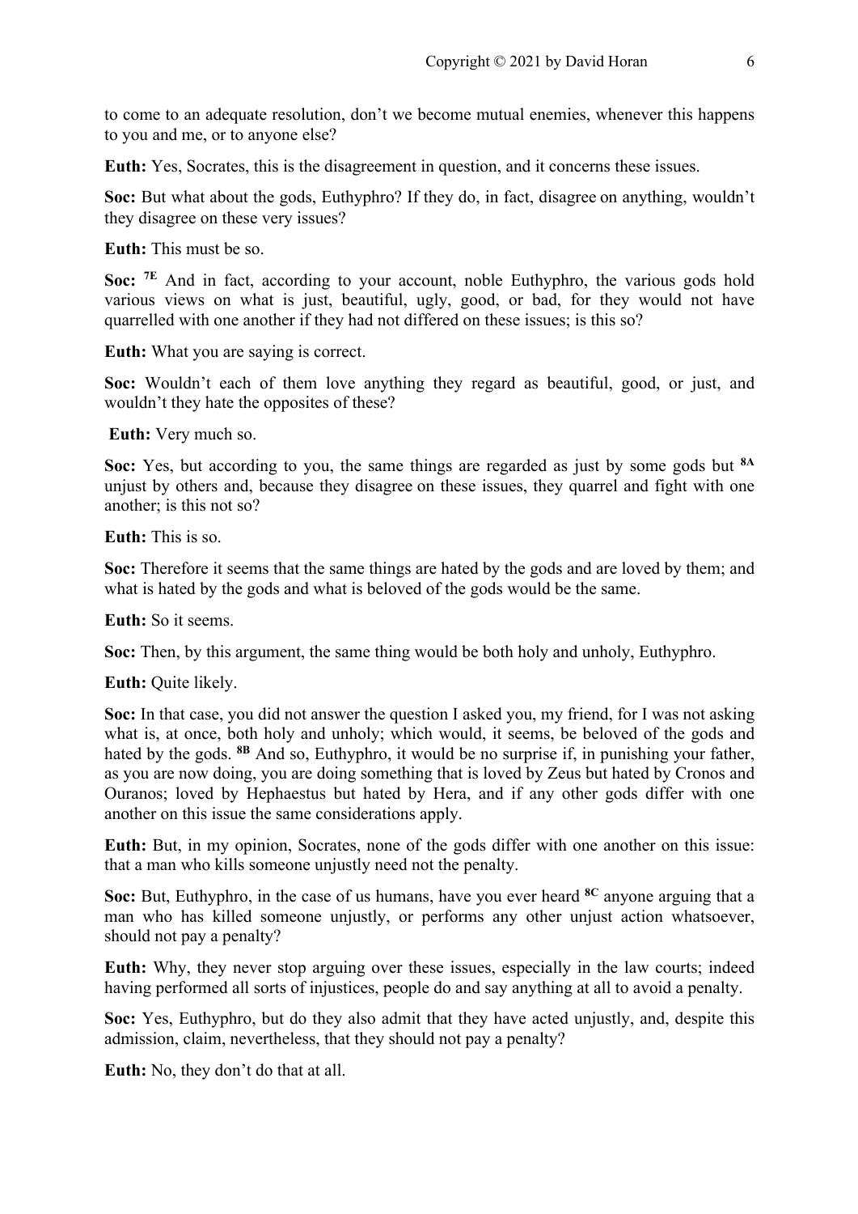to come to an adequate resolution, don't we become mutual enemies, whenever this happens to you and me, or to anyone else?

**Euth:** Yes, Socrates, this is the disagreement in question, and it concerns these issues.

**Soc:** But what about the gods, Euthyphro? If they do, in fact, disagree on anything, wouldn't they disagree on these very issues?

**Euth:** This must be so.

**Soc:** **7E** And in fact, according to your account, noble Euthyphro, the various gods hold various views on what is just, beautiful, ugly, good, or bad, for they would not have quarrelled with one another if they had not differed on these issues; is this so?

**Euth:** What you are saying is correct.

**Soc:** Wouldn't each of them love anything they regard as beautiful, good, or just, and wouldn't they hate the opposites of these?

**Euth:** Very much so.

**Soc:** Yes, but according to you, the same things are regarded as just by some gods but **8A** unjust by others and, because they disagree on these issues, they quarrel and fight with one another; is this not so?

**Euth:** This is so.

**Soc:** Therefore it seems that the same things are hated by the gods and are loved by them; and what is hated by the gods and what is beloved of the gods would be the same.

**Euth:** So it seems.

**Soc:** Then, by this argument, the same thing would be both holy and unholy, Euthyphro.

**Euth:** Quite likely.

**Soc:** In that case, you did not answer the question I asked you, my friend, for I was not asking what is, at once, both holy and unholy; which would, it seems, be beloved of the gods and hated by the gods. **8B** And so, Euthyphro, it would be no surprise if, in punishing your father, as you are now doing, you are doing something that is loved by Zeus but hated by Cronos and Ouranos; loved by Hephaestus but hated by Hera, and if any other gods differ with one another on this issue the same considerations apply.

**Euth:** But, in my opinion, Socrates, none of the gods differ with one another on this issue: that a man who kills someone unjustly need not the penalty.

**Soc:** But, Euthyphro, in the case of us humans, have you ever heard **8C** anyone arguing that a man who has killed someone unjustly, or performs any other unjust action whatsoever, should not pay a penalty?

**Euth:** Why, they never stop arguing over these issues, especially in the law courts; indeed having performed all sorts of injustices, people do and say anything at all to avoid a penalty.

**Soc:** Yes, Euthyphro, but do they also admit that they have acted unjustly, and, despite this admission, claim, nevertheless, that they should not pay a penalty?

**Euth:** No, they don't do that at all.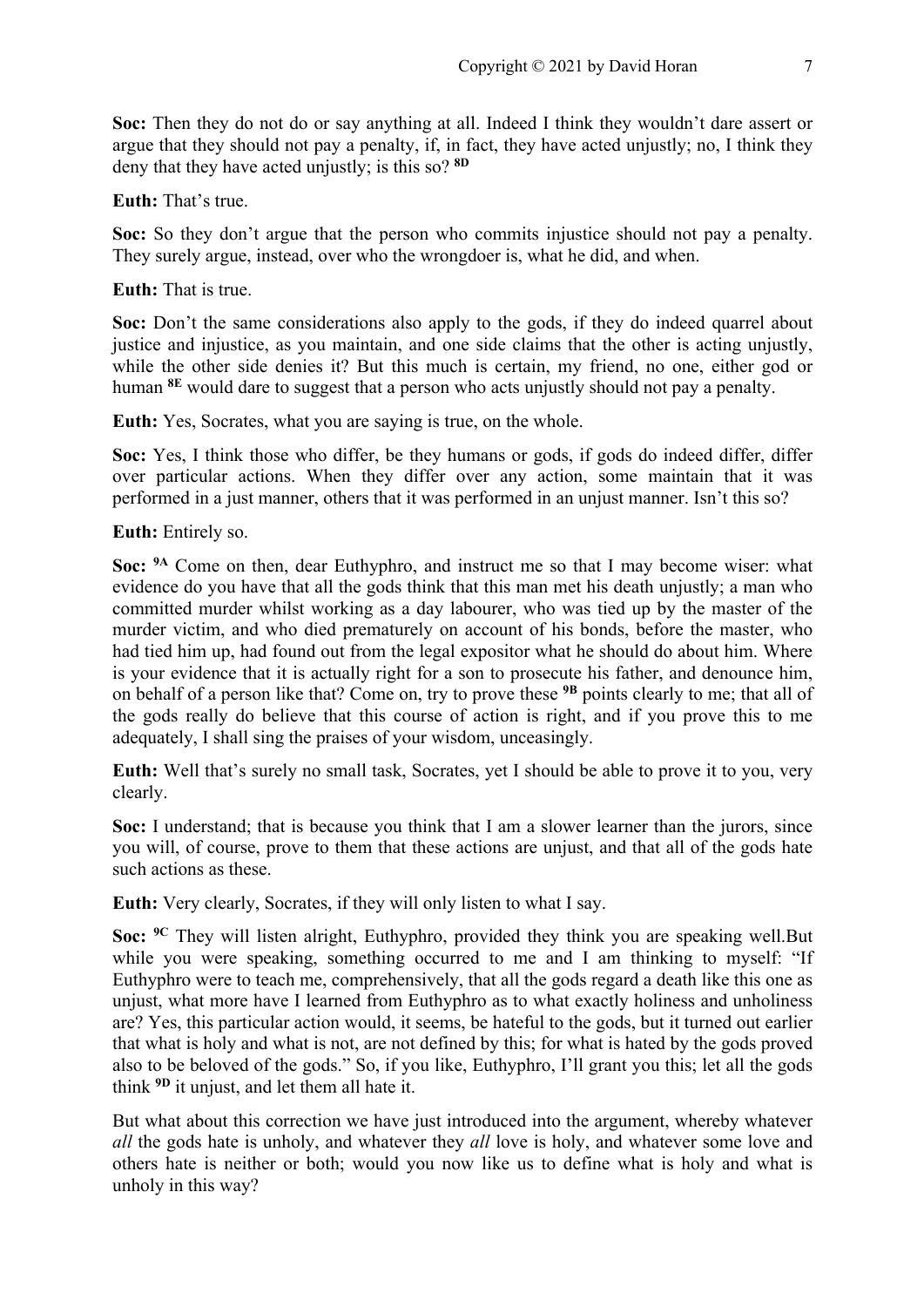**Soc:** Then they do not do or say anything at all. Indeed I think they wouldn't dare assert or argue that they should not pay a penalty, if, in fact, they have acted unjustly; no, I think they deny that they have acted unjustly; is this so? **8D**

**Euth:** That's true.

**Soc:** So they don't argue that the person who commits injustice should not pay a penalty. They surely argue, instead, over who the wrongdoer is, what he did, and when.

**Euth:** That is true.

**Soc:** Don't the same considerations also apply to the gods, if they do indeed quarrel about justice and injustice, as you maintain, and one side claims that the other is acting unjustly, while the other side denies it? But this much is certain, my friend, no one, either god or human **8E** would dare to suggest that a person who acts unjustly should not pay a penalty.

**Euth:** Yes, Socrates, what you are saying is true, on the whole.

**Soc:** Yes, I think those who differ, be they humans or gods, if gods do indeed differ, differ over particular actions. When they differ over any action, some maintain that it was performed in a just manner, others that it was performed in an unjust manner. Isn't this so?

**Euth:** Entirely so.

**Soc:** **9A** Come on then, dear Euthyphro, and instruct me so that I may become wiser: what evidence do you have that all the gods think that this man met his death unjustly; a man who committed murder whilst working as a day labourer, who was tied up by the master of the murder victim, and who died prematurely on account of his bonds, before the master, who had tied him up, had found out from the legal expositor what he should do about him. Where is your evidence that it is actually right for a son to prosecute his father, and denounce him, on behalf of a person like that? Come on, try to prove these **9B** points clearly to me; that all of the gods really do believe that this course of action is right, and if you prove this to me adequately, I shall sing the praises of your wisdom, unceasingly.

**Euth:** Well that's surely no small task, Socrates, yet I should be able to prove it to you, very clearly.

**Soc:** I understand; that is because you think that I am a slower learner than the jurors, since you will, of course, prove to them that these actions are unjust, and that all of the gods hate such actions as these.

**Euth:** Very clearly, Socrates, if they will only listen to what I say.

**Soc:** **9C** They will listen alright, Euthyphro, provided they think you are speaking well.But while you were speaking, something occurred to me and I am thinking to myself: "If Euthyphro were to teach me, comprehensively, that all the gods regard a death like this one as unjust, what more have I learned from Euthyphro as to what exactly holiness and unholiness are? Yes, this particular action would, it seems, be hateful to the gods, but it turned out earlier that what is holy and what is not, are not defined by this; for what is hated by the gods proved also to be beloved of the gods." So, if you like, Euthyphro, I'll grant you this; let all the gods think **9D** it unjust, and let them all hate it.

But what about this correction we have just introduced into the argument, whereby whatever *all* the gods hate is unholy, and whatever they *all* love is holy, and whatever some love and others hate is neither or both; would you now like us to define what is holy and what is unholy in this way?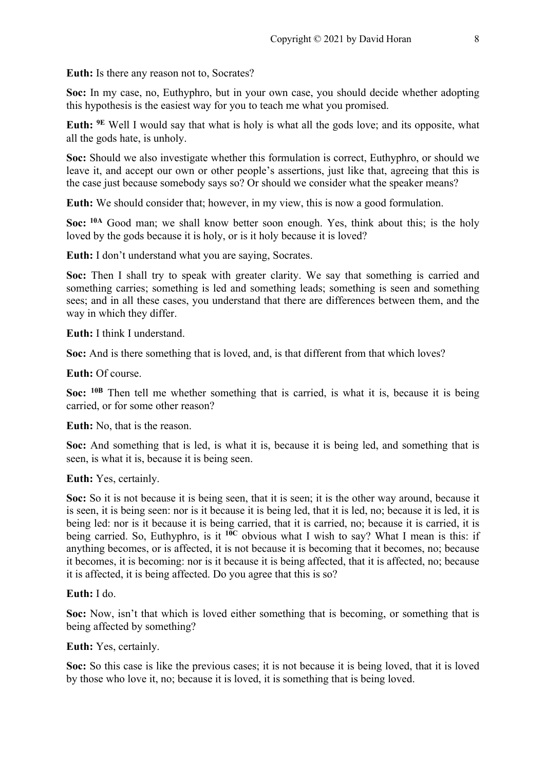**Euth:** Is there any reason not to, Socrates?

**Soc:** In my case, no, Euthyphro, but in your own case, you should decide whether adopting this hypothesis is the easiest way for you to teach me what you promised.

**Euth:** [9E] Well I would say that what is holy is what all the gods love; and its opposite, what all the gods hate, is unholy.

**Soc:** Should we also investigate whether this formulation is correct, Euthyphro, or should we leave it, and accept our own or other people's assertions, just like that, agreeing that this is the case just because somebody says so? Or should we consider what the speaker means?

**Euth:** We should consider that; however, in my view, this is now a good formulation.

**Soc:** [10A] Good man; we shall know better soon enough. Yes, think about this; is the holy loved by the gods because it is holy, or is it holy because it is loved?

**Euth:** I don't understand what you are saying, Socrates.

**Soc:** Then I shall try to speak with greater clarity. We say that something is carried and something carries; something is led and something leads; something is seen and something sees; and in all these cases, you understand that there are differences between them, and the way in which they differ.

**Euth:** I think I understand.

**Soc:** And is there something that is loved, and, is that different from that which loves?

**Euth:** Of course.

**Soc:** [10B] Then tell me whether something that is carried, is what it is, because it is being carried, or for some other reason?

**Euth:** No, that is the reason.

**Soc:** And something that is led, is what it is, because it is being led, and something that is seen, is what it is, because it is being seen.

**Euth:** Yes, certainly.

**Soc:** So it is not because it is being seen, that it is seen; it is the other way around, because it is seen, it is being seen: nor is it because it is being led, that it is led, no; because it is led, it is being led: nor is it because it is being carried, that it is carried, no; because it is carried, it is being carried. So, Euthyphro, is it [10C] obvious what I wish to say? What I mean is this: if anything becomes, or is affected, it is not because it is becoming that it becomes, no; because it becomes, it is becoming: nor is it because it is being affected, that it is affected, no; because it is affected, it is being affected. Do you agree that this is so?

**Euth:** I do.

**Soc:** Now, isn't that which is loved either something that is becoming, or something that is being affected by something?

**Euth:** Yes, certainly.

**Soc:** So this case is like the previous cases; it is not because it is being loved, that it is loved by those who love it, no; because it is loved, it is something that is being loved.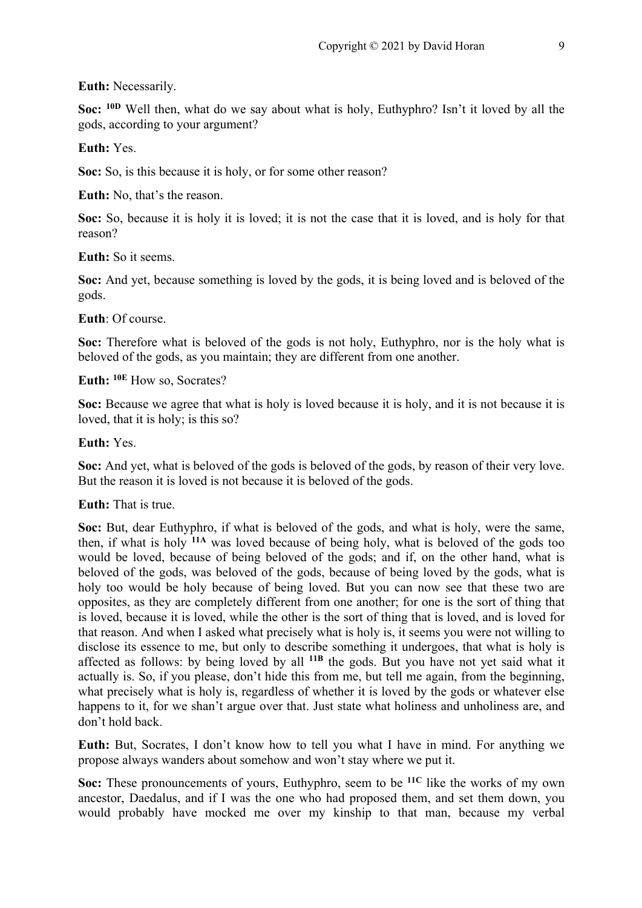**Euth:** Necessarily.

**Soc:** [10D] Well then, what do we say about what is holy, Euthyphro? Isn't it loved by all the gods, according to your argument?

**Euth:** Yes.

**Soc:** So, is this because it is holy, or for some other reason?

**Euth:** No, that's the reason.

**Soc:** So, because it is holy it is loved; it is not the case that it is loved, and is holy for that reason?

**Euth:** So it seems.

**Soc:** And yet, because something is loved by the gods, it is being loved and is beloved of the gods.

**Euth**: Of course.

**Soc:** Therefore what is beloved of the gods is not holy, Euthyphro, nor is the holy what is beloved of the gods, as you maintain; they are different from one another.

**Euth:** [10E] How so, Socrates?

**Soc:** Because we agree that what is holy is loved because it is holy, and it is not because it is loved, that it is holy; is this so?

**Euth:** Yes.

**Soc:** And yet, what is beloved of the gods is beloved of the gods, by reason of their very love. But the reason it is loved is not because it is beloved of the gods.

**Euth:** That is true.

**Soc:** But, dear Euthyphro, if what is beloved of the gods, and what is holy, were the same, then, if what is holy [11A] was loved because of being holy, what is beloved of the gods too would be loved, because of being beloved of the gods; and if, on the other hand, what is beloved of the gods, was beloved of the gods, because of being loved by the gods, what is holy too would be holy because of being loved. But you can now see that these two are opposites, as they are completely different from one another; for one is the sort of thing that is loved, because it is loved, while the other is the sort of thing that is loved, and is loved for that reason. And when I asked what precisely what is holy is, it seems you were not willing to disclose its essence to me, but only to describe something it undergoes, that what is holy is affected as follows: by being loved by all [11B] the gods. But you have not yet said what it actually is. So, if you please, don't hide this from me, but tell me again, from the beginning, what precisely what is holy is, regardless of whether it is loved by the gods or whatever else happens to it, for we shan't argue over that. Just state what holiness and unholiness are, and don't hold back.

**Euth:** But, Socrates, I don't know how to tell you what I have in mind. For anything we propose always wanders about somehow and won't stay where we put it.

**Soc:** These pronouncements of yours, Euthyphro, seem to be [11C] like the works of my own ancestor, Daedalus, and if I was the one who had proposed them, and set them down, you would probably have mocked me over my kinship to that man, because my verbal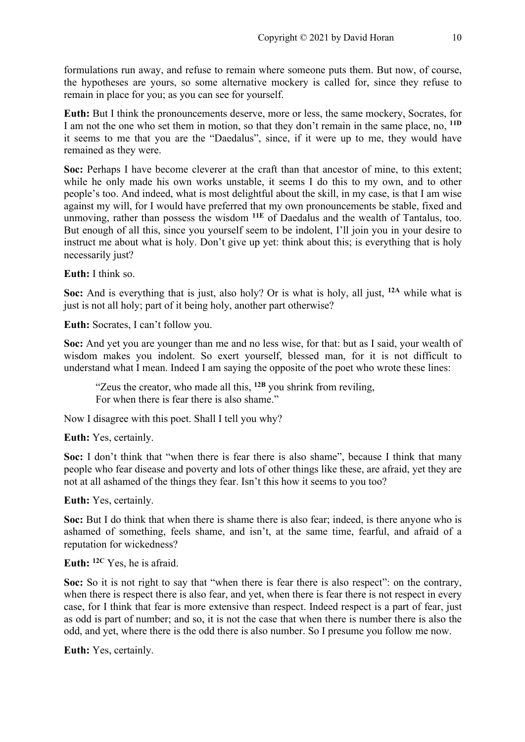formulations run away, and refuse to remain where someone puts them. But now, of course, the hypotheses are yours, so some alternative mockery is called for, since they refuse to remain in place for you; as you can see for yourself.

**Euth:** But I think the pronouncements deserve, more or less, the same mockery, Socrates, for I am not the one who set them in motion, so that they don't remain in the same place, no, **11D** it seems to me that you are the "Daedalus", since, if it were up to me, they would have remained as they were.

**Soc:** Perhaps I have become cleverer at the craft than that ancestor of mine, to this extent; while he only made his own works unstable, it seems I do this to my own, and to other people's too. And indeed, what is most delightful about the skill, in my case, is that I am wise against my will, for I would have preferred that my own pronouncements be stable, fixed and unmoving, rather than possess the wisdom **11E** of Daedalus and the wealth of Tantalus, too. But enough of all this, since you yourself seem to be indolent, I'll join you in your desire to instruct me about what is holy. Don't give up yet: think about this; is everything that is holy necessarily just?

**Euth:** I think so.

**Soc:** And is everything that is just, also holy? Or is what is holy, all just, **12A** while what is just is not all holy; part of it being holy, another part otherwise?

**Euth:** Socrates, I can't follow you.

**Soc:** And yet you are younger than me and no less wise, for that: but as I said, your wealth of wisdom makes you indolent. So exert yourself, blessed man, for it is not difficult to understand what I mean. Indeed I am saying the opposite of the poet who wrote these lines:

> "Zeus the creator, who made all this, **12B** you shrink from reviling,
> For when there is fear there is also shame."

Now I disagree with this poet. Shall I tell you why?

**Euth:** Yes, certainly.

**Soc:** I don't think that "when there is fear there is also shame", because I think that many people who fear disease and poverty and lots of other things like these, are afraid, yet they are not at all ashamed of the things they fear. Isn't this how it seems to you too?

**Euth:** Yes, certainly.

**Soc:** But I do think that when there is shame there is also fear; indeed, is there anyone who is ashamed of something, feels shame, and isn't, at the same time, fearful, and afraid of a reputation for wickedness?

**Euth:** **12C** Yes, he is afraid.

**Soc:** So it is not right to say that "when there is fear there is also respect": on the contrary, when there is respect there is also fear, and yet, when there is fear there is not respect in every case, for I think that fear is more extensive than respect. Indeed respect is a part of fear, just as odd is part of number; and so, it is not the case that when there is number there is also the odd, and yet, where there is the odd there is also number. So I presume you follow me now.

**Euth:** Yes, certainly.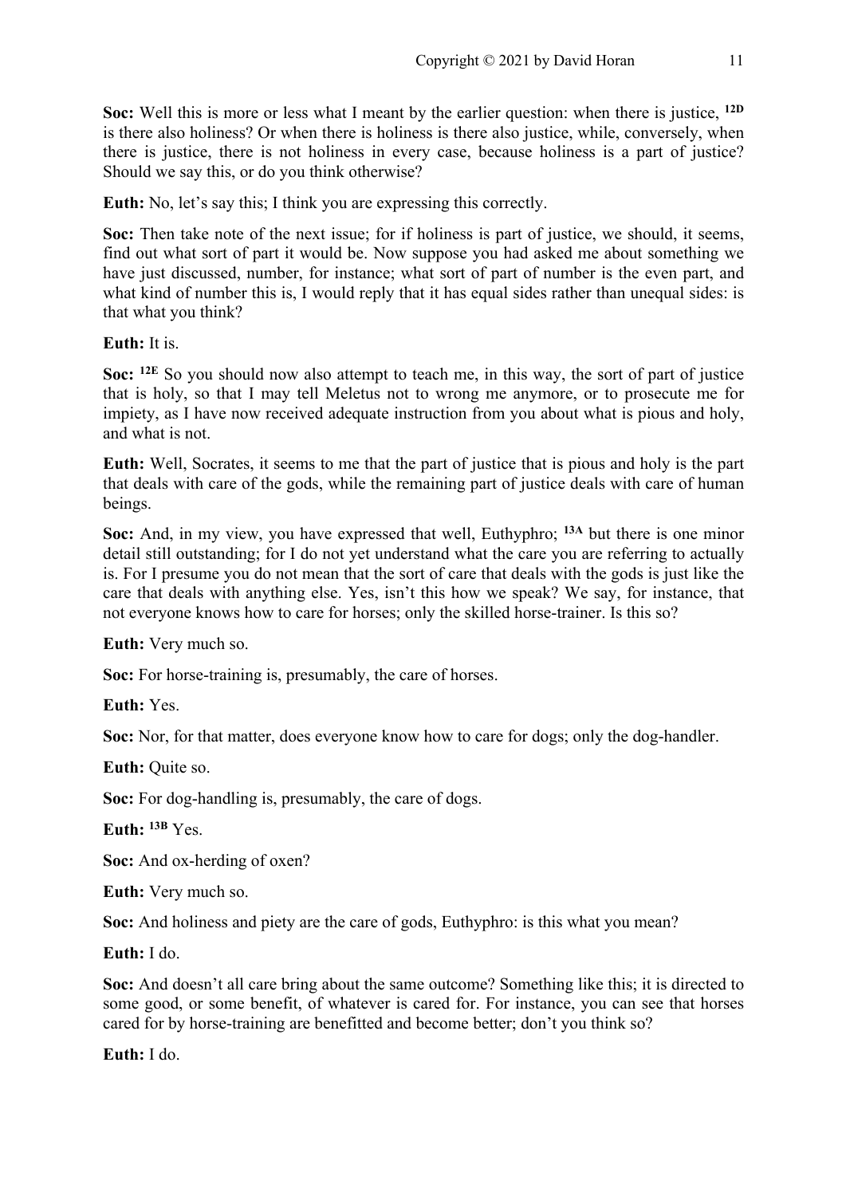**Soc:** Well this is more or less what I meant by the earlier question: when there is justice, [12D] is there also holiness? Or when there is holiness is there also justice, while, conversely, when there is justice, there is not holiness in every case, because holiness is a part of justice? Should we say this, or do you think otherwise?

**Euth:** No, let's say this; I think you are expressing this correctly.

**Soc:** Then take note of the next issue; for if holiness is part of justice, we should, it seems, find out what sort of part it would be. Now suppose you had asked me about something we have just discussed, number, for instance; what sort of part of number is the even part, and what kind of number this is, I would reply that it has equal sides rather than unequal sides: is that what you think?

**Euth:** It is.

**Soc:** [12E] So you should now also attempt to teach me, in this way, the sort of part of justice that is holy, so that I may tell Meletus not to wrong me anymore, or to prosecute me for impiety, as I have now received adequate instruction from you about what is pious and holy, and what is not.

**Euth:** Well, Socrates, it seems to me that the part of justice that is pious and holy is the part that deals with care of the gods, while the remaining part of justice deals with care of human beings.

**Soc:** And, in my view, you have expressed that well, Euthyphro; [13A] but there is one minor detail still outstanding; for I do not yet understand what the care you are referring to actually is. For I presume you do not mean that the sort of care that deals with the gods is just like the care that deals with anything else. Yes, isn't this how we speak? We say, for instance, that not everyone knows how to care for horses; only the skilled horse-trainer. Is this so?

**Euth:** Very much so.

**Soc:** For horse-training is, presumably, the care of horses.

**Euth:** Yes.

**Soc:** Nor, for that matter, does everyone know how to care for dogs; only the dog-handler.

**Euth:** Quite so.

**Soc:** For dog-handling is, presumably, the care of dogs.

**Euth:** [13B] Yes.

**Soc:** And ox-herding of oxen?

**Euth:** Very much so.

**Soc:** And holiness and piety are the care of gods, Euthyphro: is this what you mean?

**Euth:** I do.

**Soc:** And doesn't all care bring about the same outcome? Something like this; it is directed to some good, or some benefit, of whatever is cared for. For instance, you can see that horses cared for by horse-training are benefitted and become better; don't you think so?

**Euth:** I do.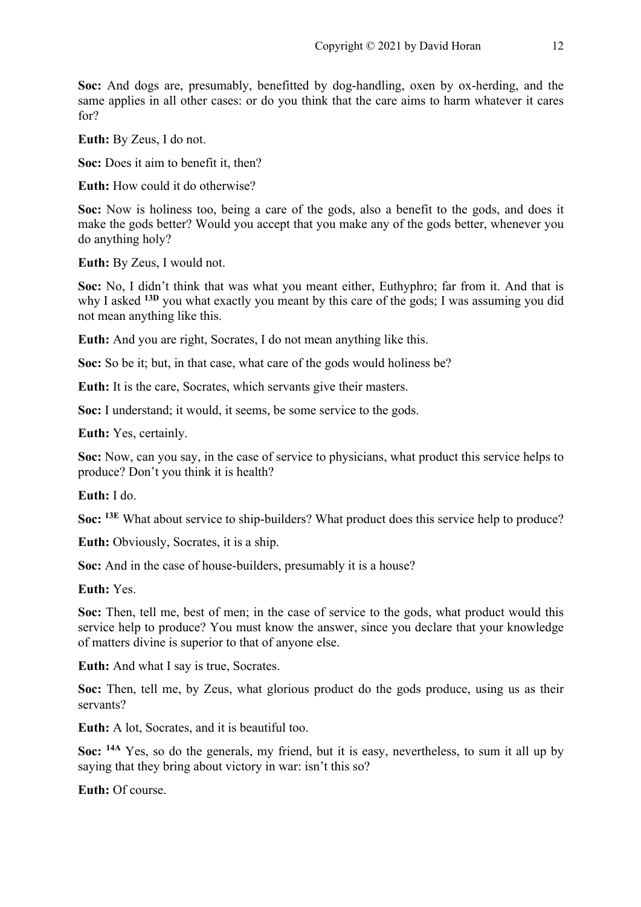**Soc:** And dogs are, presumably, benefitted by dog-handling, oxen by ox-herding, and the same applies in all other cases: or do you think that the care aims to harm whatever it cares for?

**Euth:** By Zeus, I do not.

**Soc:** Does it aim to benefit it, then?

**Euth:** How could it do otherwise?

**Soc:** Now is holiness too, being a care of the gods, also a benefit to the gods, and does it make the gods better? Would you accept that you make any of the gods better, whenever you do anything holy?

**Euth:** By Zeus, I would not.

**Soc:** No, I didn't think that was what you meant either, Euthyphro; far from it. And that is why I asked **13D** you what exactly you meant by this care of the gods; I was assuming you did not mean anything like this.

**Euth:** And you are right, Socrates, I do not mean anything like this.

**Soc:** So be it; but, in that case, what care of the gods would holiness be?

**Euth:** It is the care, Socrates, which servants give their masters.

**Soc:** I understand; it would, it seems, be some service to the gods.

**Euth:** Yes, certainly.

**Soc:** Now, can you say, in the case of service to physicians, what product this service helps to produce? Don't you think it is health?

**Euth:** I do.

**Soc:** **13E** What about service to ship-builders? What product does this service help to produce?

**Euth:** Obviously, Socrates, it is a ship.

**Soc:** And in the case of house-builders, presumably it is a house?

**Euth:** Yes.

**Soc:** Then, tell me, best of men; in the case of service to the gods, what product would this service help to produce? You must know the answer, since you declare that your knowledge of matters divine is superior to that of anyone else.

**Euth:** And what I say is true, Socrates.

**Soc:** Then, tell me, by Zeus, what glorious product do the gods produce, using us as their servants?

**Euth:** A lot, Socrates, and it is beautiful too.

**Soc:** **14A** Yes, so do the generals, my friend, but it is easy, nevertheless, to sum it all up by saying that they bring about victory in war: isn't this so?

**Euth:** Of course.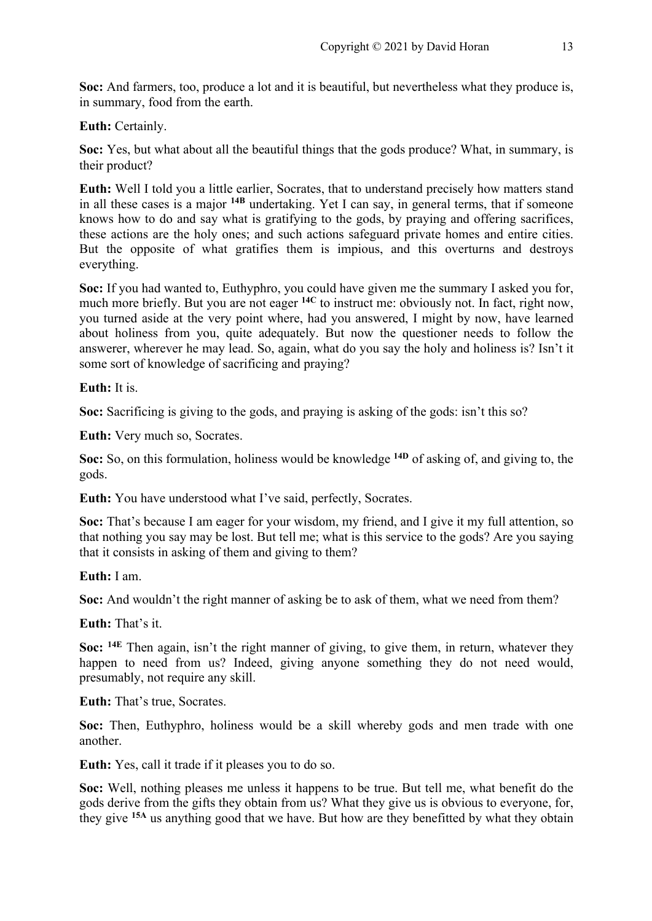**Soc:** And farmers, too, produce a lot and it is beautiful, but nevertheless what they produce is, in summary, food from the earth.

**Euth:** Certainly.

**Soc:** Yes, but what about all the beautiful things that the gods produce? What, in summary, is their product?

**Euth:** Well I told you a little earlier, Socrates, that to understand precisely how matters stand in all these cases is a major **14B** undertaking. Yet I can say, in general terms, that if someone knows how to do and say what is gratifying to the gods, by praying and offering sacrifices, these actions are the holy ones; and such actions safeguard private homes and entire cities. But the opposite of what gratifies them is impious, and this overturns and destroys everything.

**Soc:** If you had wanted to, Euthyphro, you could have given me the summary I asked you for, much more briefly. But you are not eager **14C** to instruct me: obviously not. In fact, right now, you turned aside at the very point where, had you answered, I might by now, have learned about holiness from you, quite adequately. But now the questioner needs to follow the answerer, wherever he may lead. So, again, what do you say the holy and holiness is? Isn't it some sort of knowledge of sacrificing and praying?

**Euth:** It is.

**Soc:** Sacrificing is giving to the gods, and praying is asking of the gods: isn't this so?

**Euth:** Very much so, Socrates.

**Soc:** So, on this formulation, holiness would be knowledge **14D** of asking of, and giving to, the gods.

**Euth:** You have understood what I've said, perfectly, Socrates.

**Soc:** That's because I am eager for your wisdom, my friend, and I give it my full attention, so that nothing you say may be lost. But tell me; what is this service to the gods? Are you saying that it consists in asking of them and giving to them?

**Euth:** I am.

**Soc:** And wouldn't the right manner of asking be to ask of them, what we need from them?

**Euth:** That's it.

**Soc:** **14E** Then again, isn't the right manner of giving, to give them, in return, whatever they happen to need from us? Indeed, giving anyone something they do not need would, presumably, not require any skill.

**Euth:** That's true, Socrates.

**Soc:** Then, Euthyphro, holiness would be a skill whereby gods and men trade with one another.

**Euth:** Yes, call it trade if it pleases you to do so.

**Soc:** Well, nothing pleases me unless it happens to be true. But tell me, what benefit do the gods derive from the gifts they obtain from us? What they give us is obvious to everyone, for, they give **15A** us anything good that we have. But how are they benefitted by what they obtain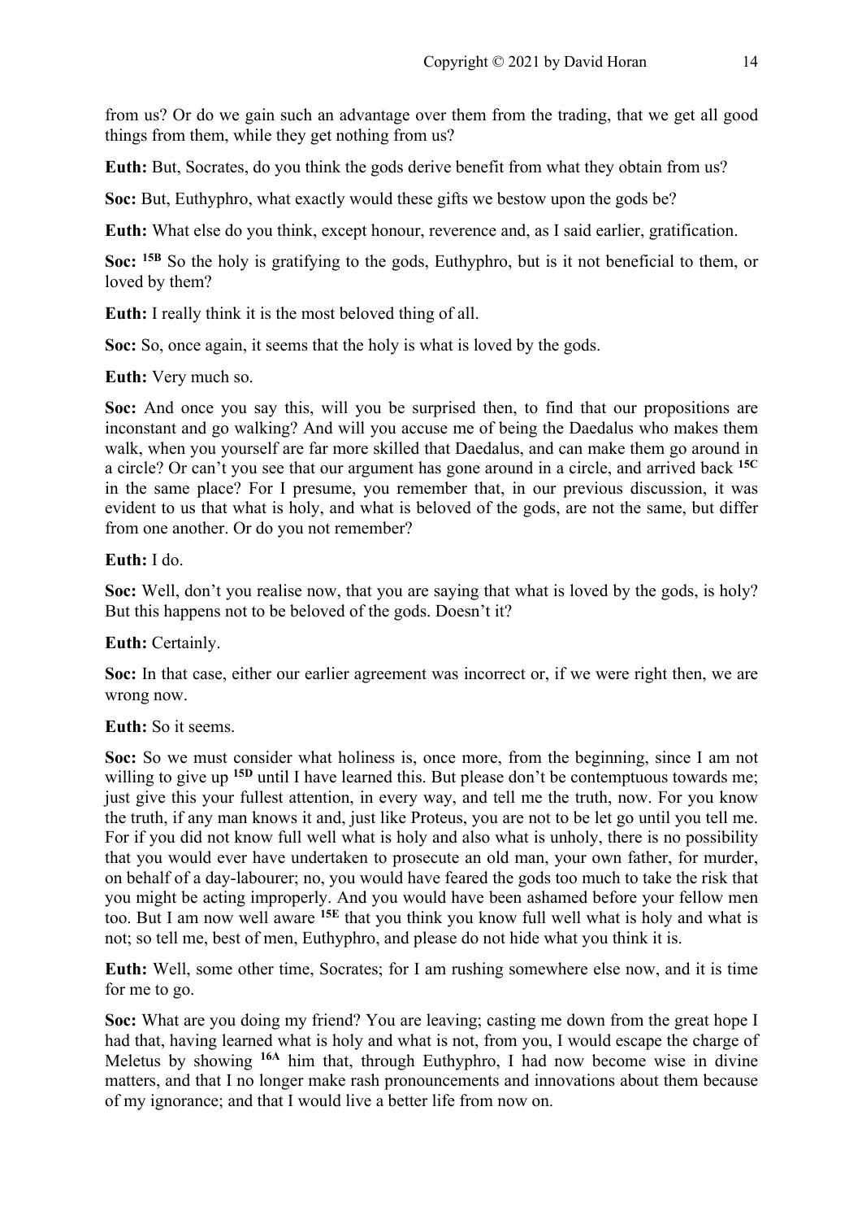from us? Or do we gain such an advantage over them from the trading, that we get all good things from them, while they get nothing from us?

**Euth:** But, Socrates, do you think the gods derive benefit from what they obtain from us?

**Soc:** But, Euthyphro, what exactly would these gifts we bestow upon the gods be?

**Euth:** What else do you think, except honour, reverence and, as I said earlier, gratification.

**Soc:** [15B] So the holy is gratifying to the gods, Euthyphro, but is it not beneficial to them, or loved by them?

**Euth:** I really think it is the most beloved thing of all.

**Soc:** So, once again, it seems that the holy is what is loved by the gods.

**Euth:** Very much so.

**Soc:** And once you say this, will you be surprised then, to find that our propositions are inconstant and go walking? And will you accuse me of being the Daedalus who makes them walk, when you yourself are far more skilled that Daedalus, and can make them go around in a circle? Or can't you see that our argument has gone around in a circle, and arrived back [15C] in the same place? For I presume, you remember that, in our previous discussion, it was evident to us that what is holy, and what is beloved of the gods, are not the same, but differ from one another. Or do you not remember?

**Euth:** I do.

**Soc:** Well, don't you realise now, that you are saying that what is loved by the gods, is holy? But this happens not to be beloved of the gods. Doesn't it?

**Euth:** Certainly.

**Soc:** In that case, either our earlier agreement was incorrect or, if we were right then, we are wrong now.

**Euth:** So it seems.

**Soc:** So we must consider what holiness is, once more, from the beginning, since I am not willing to give up [15D] until I have learned this. But please don't be contemptuous towards me; just give this your fullest attention, in every way, and tell me the truth, now. For you know the truth, if any man knows it and, just like Proteus, you are not to be let go until you tell me. For if you did not know full well what is holy and also what is unholy, there is no possibility that you would ever have undertaken to prosecute an old man, your own father, for murder, on behalf of a day-labourer; no, you would have feared the gods too much to take the risk that you might be acting improperly. And you would have been ashamed before your fellow men too. But I am now well aware [15E] that you think you know full well what is holy and what is not; so tell me, best of men, Euthyphro, and please do not hide what you think it is.

**Euth:** Well, some other time, Socrates; for I am rushing somewhere else now, and it is time for me to go.

**Soc:** What are you doing my friend? You are leaving; casting me down from the great hope I had that, having learned what is holy and what is not, from you, I would escape the charge of Meletus by showing [16A] him that, through Euthyphro, I had now become wise in divine matters, and that I no longer make rash pronouncements and innovations about them because of my ignorance; and that I would live a better life from now on.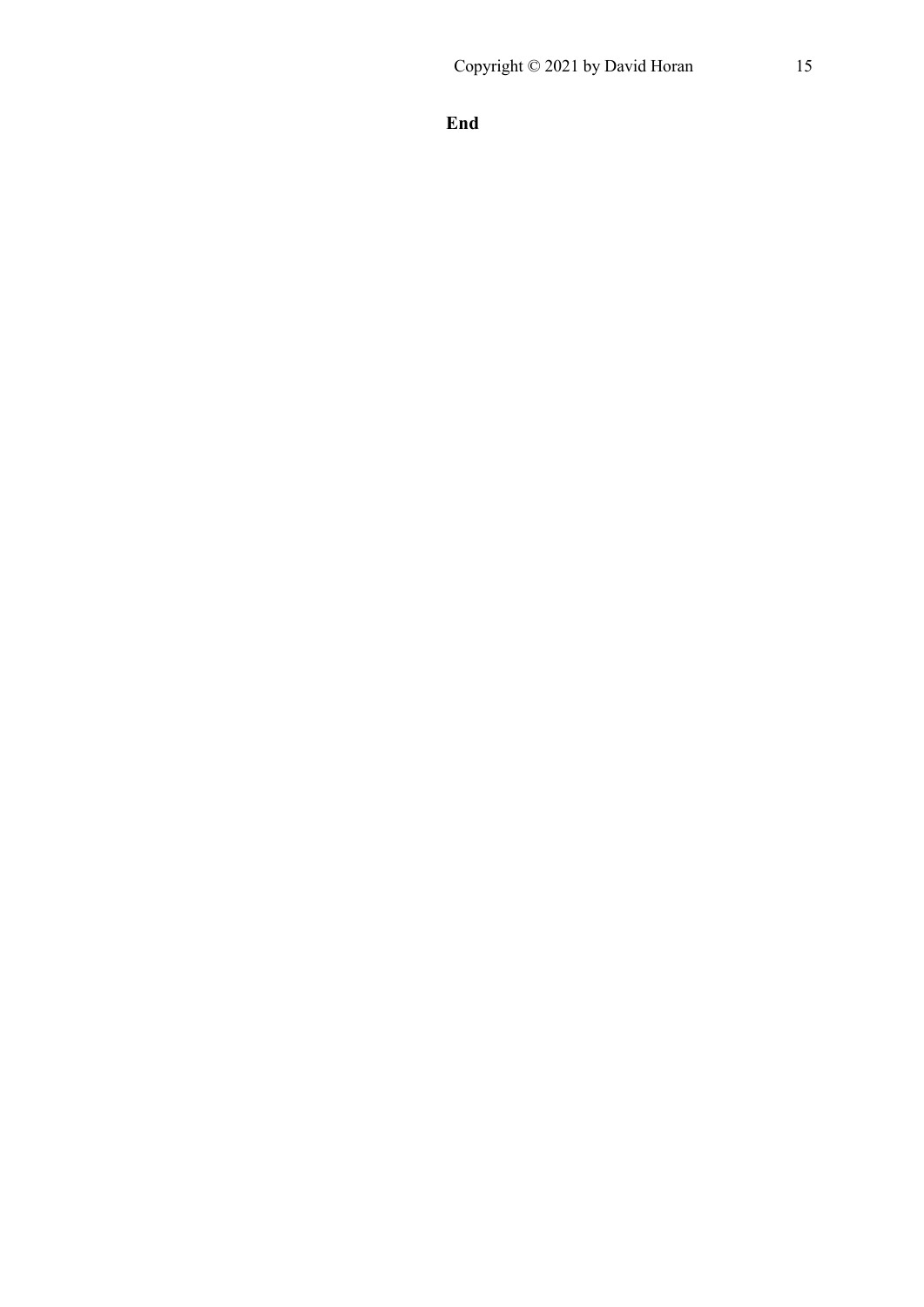**End**